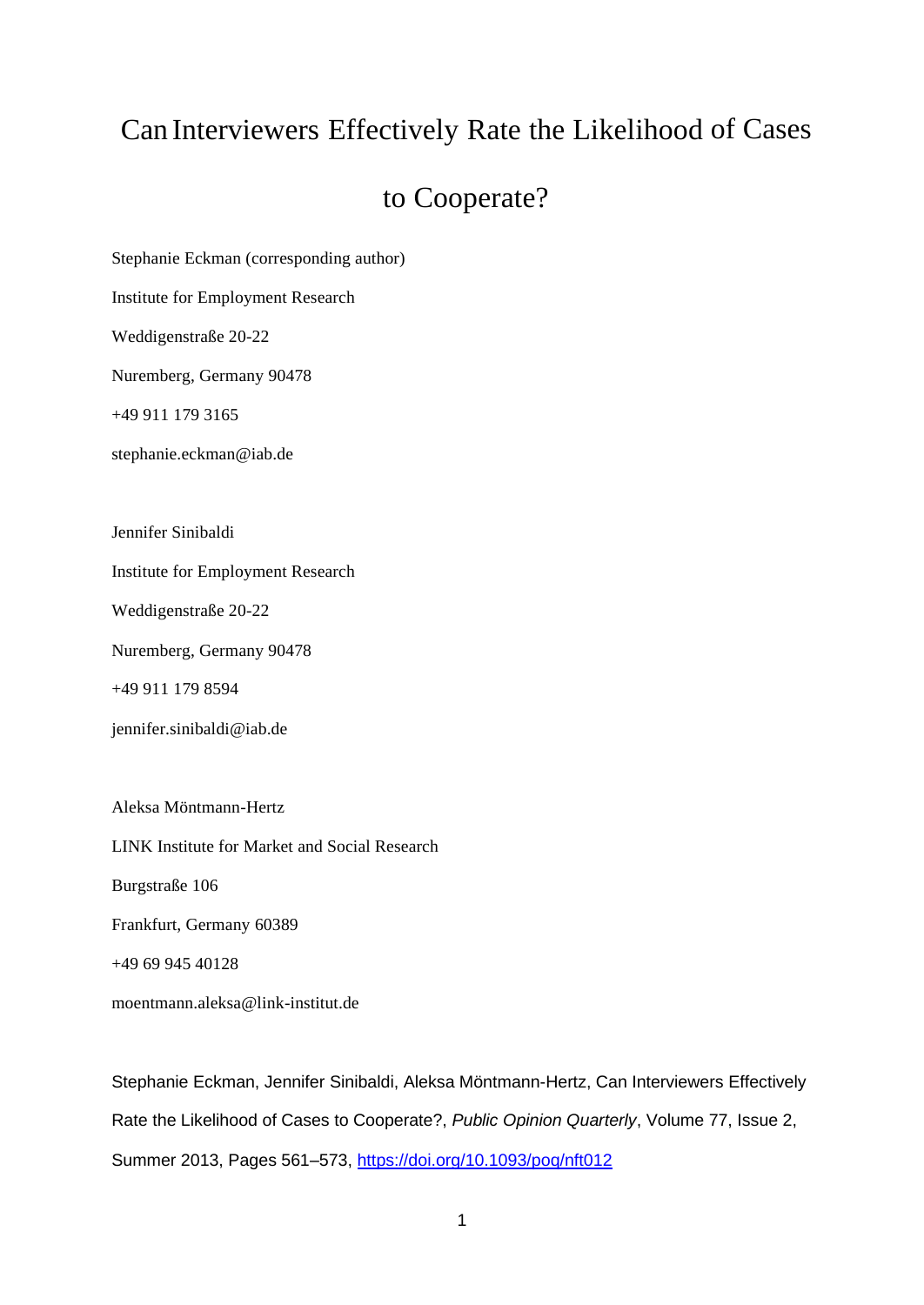# Can Interviewers Effectively Rate the Likelihood of Cases to Cooperate?

Stephanie Eckman (corresponding author)

Institute for Employment Research

Weddigenstraße 20-22

Nuremberg, Germany 90478

+49 911 179 3165

stephanie.eckman@iab.de

Jennifer Sinibaldi

Institute for Employment Research

Weddigenstraße 20-22

Nuremberg, Germany 90478

+49 911 179 8594

jennifer.sinibaldi@iab.de

Aleksa Möntmann-Hertz

LINK Institute for Market and Social Research

Burgstraße 106

Frankfurt, Germany 60389

+49 69 945 40128

moentmann.aleksa@link-institut.de

Stephanie Eckman, Jennifer Sinibaldi, Aleksa Möntmann-Hertz, Can Interviewers Effectively Rate the Likelihood of Cases to Cooperate?, *Public Opinion Quarterly*, Volume 77, Issue 2, Summer 2013, Pages 561–573, https://doi.org/10.1093/poq/nft012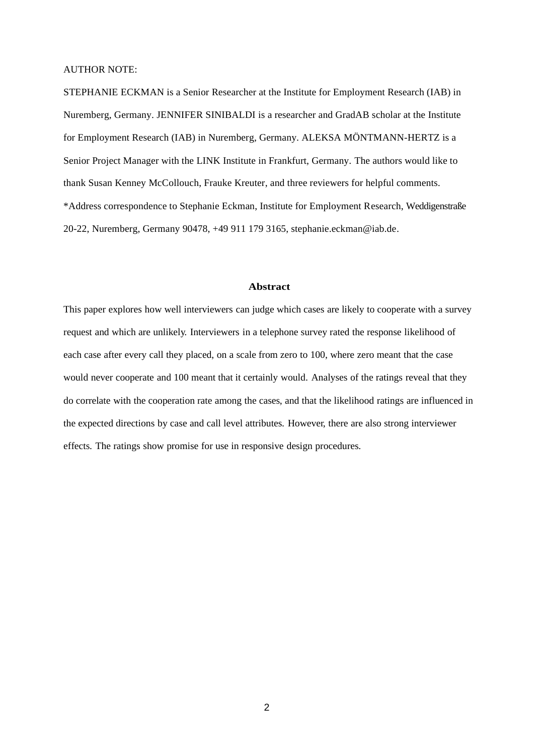AUTHOR NOTE:

STEPHANIE ECKMAN is a Senior Researcher at the Institute for Employment Research (IAB) in Nuremberg, Germany. JENNIFER SINIBALDI is a researcher and GradAB scholar at the Institute for Employment Research (IAB) in Nuremberg, Germany. ALEKSA MÖNTMANN-HERTZ is a Senior Project Manager with the LINK Institute in Frankfurt, Germany. The authors would like to thank Susan Kenney McCollouch, Frauke Kreuter, and three reviewers for helpful comments. *Address correspondence to Stephanie Eckman, Institute for Employment Research, Weddigenstraße 20-22, Nuremberg, Germany 90478, +49 911 179 3165, stephanie.eckman@iab.de.

## Abstract

This paper explores how well interviewers can judge which cases are likely to cooperate with a survey request and which are unlikely. Interviewers in a telephone survey rated the response likelihood of each case after every call they placed, on a scale from zero to 100, where zero meant that the case would never cooperate and 100 meant that it certainly would. Analyses of the ratings reveal that they do correlate with the cooperation rate among the cases, and that the likelihood ratings are influenced in the expected directions by case and call level attributes. However, there are also strong interviewer effects. The ratings show promise for use in responsive design procedures.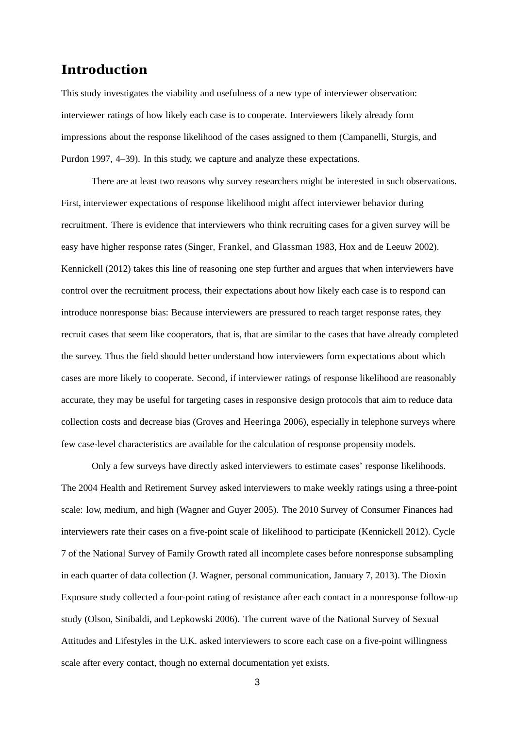# Introduction

This study investigates the viability and usefulness of a new type of interviewer observation: interviewer ratings of how likely each case is to cooperate. Interviewers likely already form impressions about the response likelihood of the cases assigned to them (Campanelli, Sturgis, and Purdon 1997, 4–39). In this study, we capture and analyze these expectations.

There are at least two reasons why survey researchers might be interested in such observations. First, interviewer expectations of response likelihood might affect interviewer behavior during recruitment. There is evidence that interviewers who think recruiting cases for a given survey will be easy have higher response rates (Singer, Frankel, and Glassman 1983, Hox and de Leeuw 2002). Kennickell (2012) takes this line of reasoning one step further and argues that when interviewers have control over the recruitment process, their expectations about how likely each case is to respond can introduce nonresponse bias: Because interviewers are pressured to reach target response rates, they recruit cases that seem like cooperators, that is, that are similar to the cases that have already completed the survey. Thus the field should better understand how interviewers form expectations about which cases are more likely to cooperate. Second, if interviewer ratings of response likelihood are reasonably accurate, they may be useful for targeting cases in responsive design protocols that aim to reduce data collection costs and decrease bias (Groves and Heeringa 2006), especially in telephone surveys where few case-level characteristics are available for the calculation of response propensity models.

Only a few surveys have directly asked interviewers to estimate cases' response likelihoods. The 2004 Health and Retirement Survey asked interviewers to make weekly ratings using a three-point scale: low, medium, and high (Wagner and Guyer 2005). The 2010 Survey of Consumer Finances had interviewers rate their cases on a five-point scale of likelihood to participate (Kennickell 2012). Cycle 7 of the National Survey of Family Growth rated all incomplete cases before nonresponse subsampling in each quarter of data collection (J. Wagner, personal communication, January 7, 2013). The Dioxin Exposure study collected a four-point rating of resistance after each contact in a nonresponse follow-up study (Olson, Sinibaldi, and Lepkowski 2006). The current wave of the National Survey of Sexual Attitudes and Lifestyles in the U.K. asked interviewers to score each case on a five-point willingness scale after every contact, though no external documentation yet exists.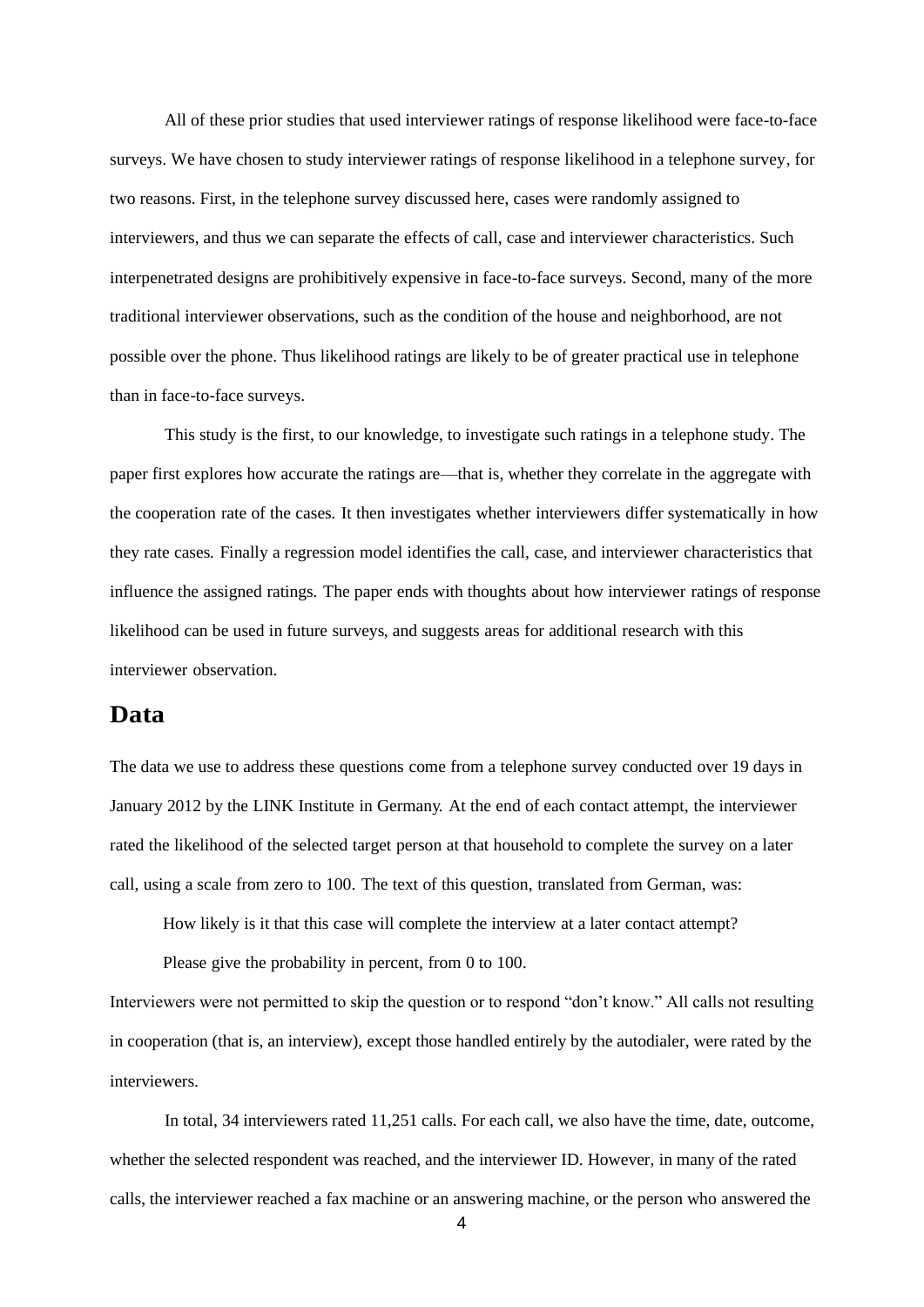All of these prior studies that used interviewer ratings of response likelihood were face-to-face surveys. We have chosen to study interviewer ratings of response likelihood in a telephone survey, for two reasons. First, in the telephone survey discussed here, cases were randomly assigned to interviewers, and thus we can separate the effects of call, case and interviewer characteristics. Such interpenetrated designs are prohibitively expensive in face-to-face surveys. Second, many of the more traditional interviewer observations, such as the condition of the house and neighborhood, are not possible over the phone. Thus likelihood ratings are likely to be of greater practical use in telephone than in face-to-face surveys.

This study is the first, to our knowledge, to investigate such ratings in a telephone study. The paper first explores how accurate the ratings are—that is, whether they correlate in the aggregate with the cooperation rate of the cases. It then investigates whether interviewers differ systematically in how they rate cases. Finally a regression model identifies the call, case, and interviewer characteristics that influence the assigned ratings. The paper ends with thoughts about how interviewer ratings of response likelihood can be used in future surveys, and suggests areas for additional research with this interviewer observation.

## Data

The data we use to address these questions come from a telephone survey conducted over 19 days in January 2012 by the LINK Institute in Germany. At the end of each contact attempt, the interviewer rated the likelihood of the selected target person at that household to complete the survey on a later call, using a scale from zero to 100. The text of this question, translated from German, was:

> How likely is it that this case will complete the interview at a later contact attempt?
>
> Please give the probability in percent, from 0 to 100.

Interviewers were not permitted to skip the question or to respond "don't know." All calls not resulting in cooperation (that is, an interview), except those handled entirely by the autodialer, were rated by the interviewers.

In total, 34 interviewers rated 11,251 calls. For each call, we also have the time, date, outcome, whether the selected respondent was reached, and the interviewer ID. However, in many of the rated calls, the interviewer reached a fax machine or an answering machine, or the person who answered the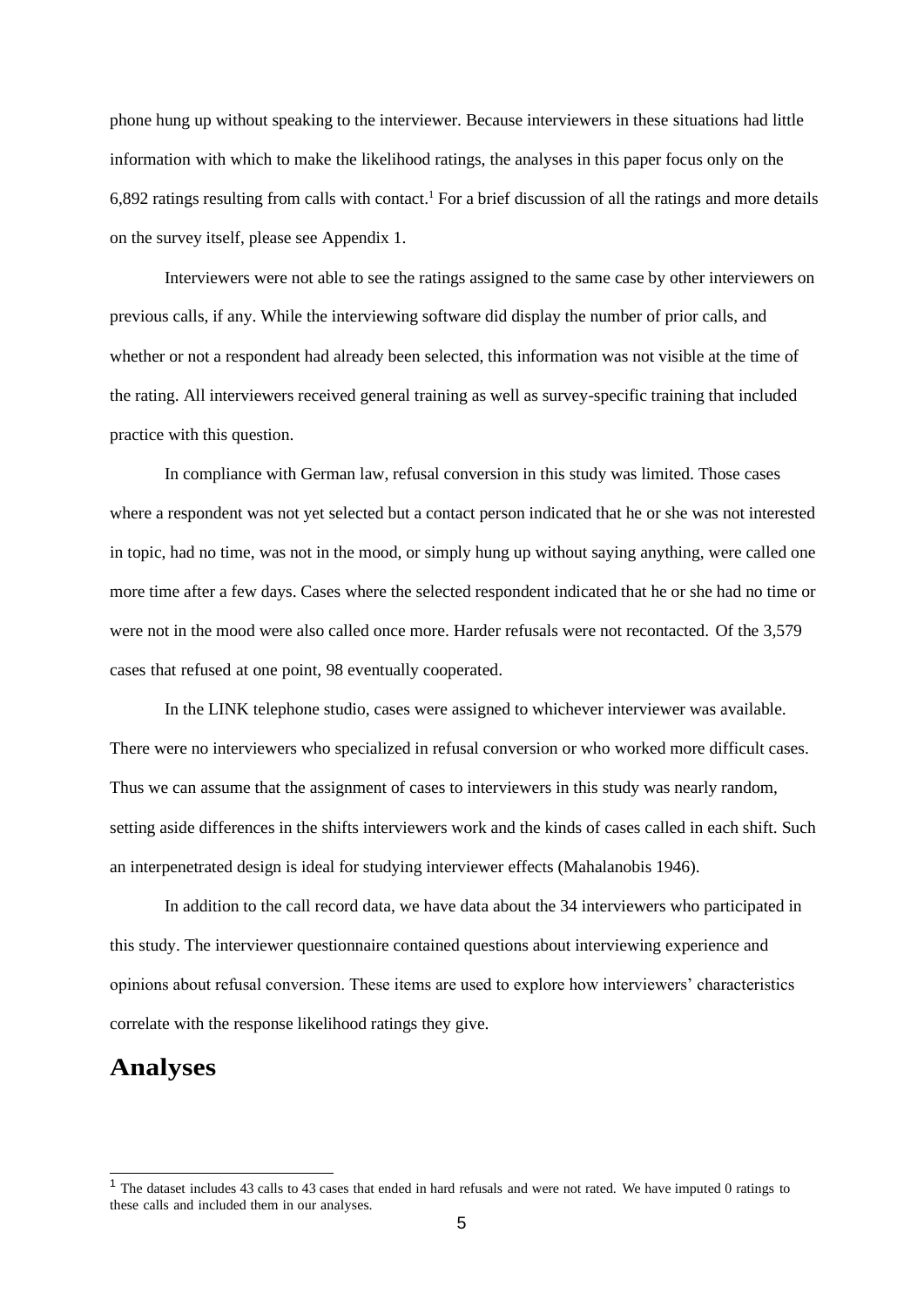phone hung up without speaking to the interviewer. Because interviewers in these situations had little information with which to make the likelihood ratings, the analyses in this paper focus only on the 6,892 ratings resulting from calls with contact.[1] For a brief discussion of all the ratings and more details on the survey itself, please see Appendix 1.

Interviewers were not able to see the ratings assigned to the same case by other interviewers on previous calls, if any. While the interviewing software did display the number of prior calls, and whether or not a respondent had already been selected, this information was not visible at the time of the rating. All interviewers received general training as well as survey-specific training that included practice with this question.

In compliance with German law, refusal conversion in this study was limited. Those cases where a respondent was not yet selected but a contact person indicated that he or she was not interested in topic, had no time, was not in the mood, or simply hung up without saying anything, were called one more time after a few days. Cases where the selected respondent indicated that he or she had no time or were not in the mood were also called once more. Harder refusals were not recontacted. Of the 3,579 cases that refused at one point, 98 eventually cooperated.

In the LINK telephone studio, cases were assigned to whichever interviewer was available. There were no interviewers who specialized in refusal conversion or who worked more difficult cases. Thus we can assume that the assignment of cases to interviewers in this study was nearly random, setting aside differences in the shifts interviewers work and the kinds of cases called in each shift. Such an interpenetrated design is ideal for studying interviewer effects (Mahalanobis 1946).

In addition to the call record data, we have data about the 34 interviewers who participated in this study. The interviewer questionnaire contained questions about interviewing experience and opinions about refusal conversion. These items are used to explore how interviewers' characteristics correlate with the response likelihood ratings they give.

## Analyses

[1] The dataset includes 43 calls to 43 cases that ended in hard refusals and were not rated. We have imputed 0 ratings to these calls and included them in our analyses.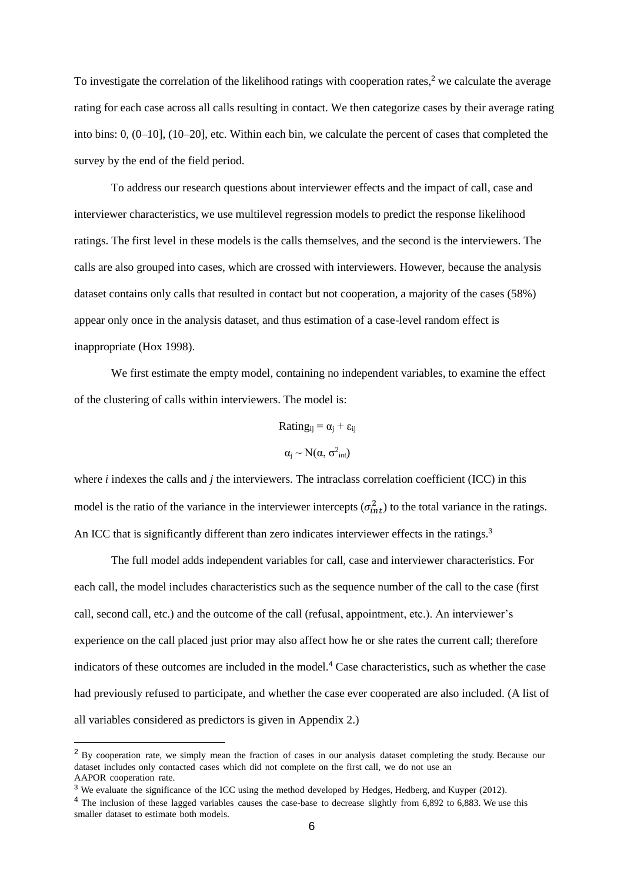To investigate the correlation of the likelihood ratings with cooperation rates,[2] we calculate the average rating for each case across all calls resulting in contact. We then categorize cases by their average rating into bins: 0, (0–10], (10–20], etc. Within each bin, we calculate the percent of cases that completed the survey by the end of the field period.

To address our research questions about interviewer effects and the impact of call, case and interviewer characteristics, we use multilevel regression models to predict the response likelihood ratings. The first level in these models is the calls themselves, and the second is the interviewers. The calls are also grouped into cases, which are crossed with interviewers. However, because the analysis dataset contains only calls that resulted in contact but not cooperation, a majority of the cases (58%) appear only once in the analysis dataset, and thus estimation of a case-level random effect is inappropriate (Hox 1998).

We first estimate the empty model, containing no independent variables, to examine the effect of the clustering of calls within interviewers. The model is:

$$\text{Rating}_{ij} = \alpha_j + \varepsilon_{ij}$$

$$\alpha_j \sim N(\alpha, \sigma^2_{int})$$

where $i$ indexes the calls and $j$ the interviewers. The intraclass correlation coefficient (ICC) in this model is the ratio of the variance in the interviewer intercepts ($\sigma^2_{int}$) to the total variance in the ratings. An ICC that is significantly different than zero indicates interviewer effects in the ratings.[3]

The full model adds independent variables for call, case and interviewer characteristics. For each call, the model includes characteristics such as the sequence number of the call to the case (first call, second call, etc.) and the outcome of the call (refusal, appointment, etc.). An interviewer's experience on the call placed just prior may also affect how he or she rates the current call; therefore indicators of these outcomes are included in the model.[4] Case characteristics, such as whether the case had previously refused to participate, and whether the case ever cooperated are also included. (A list of all variables considered as predictors is given in Appendix 2.)

---

[2] By cooperation rate, we simply mean the fraction of cases in our analysis dataset completing the study. Because our dataset includes only contacted cases which did not complete on the first call, we do not use an AAPOR cooperation rate.

[3] We evaluate the significance of the ICC using the method developed by Hedges, Hedberg, and Kuyper (2012).

[4] The inclusion of these lagged variables causes the case-base to decrease slightly from 6,892 to 6,883. We use this smaller dataset to estimate both models.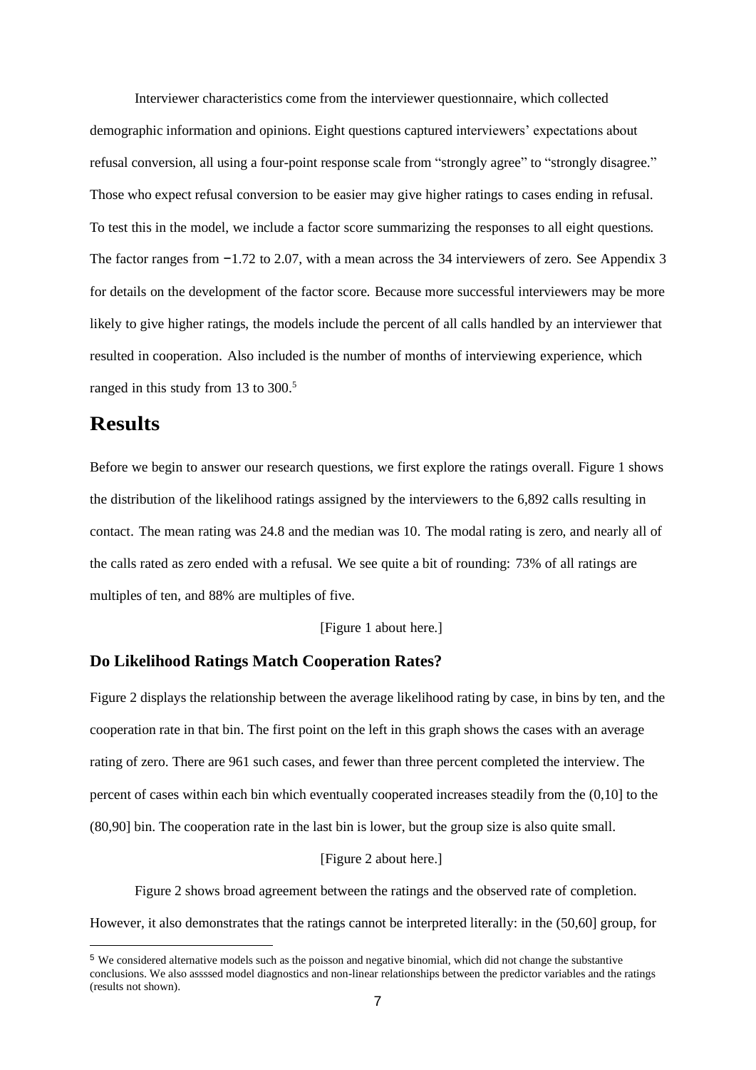Interviewer characteristics come from the interviewer questionnaire, which collected demographic information and opinions. Eight questions captured interviewers' expectations about refusal conversion, all using a four-point response scale from "strongly agree" to "strongly disagree." Those who expect refusal conversion to be easier may give higher ratings to cases ending in refusal. To test this in the model, we include a factor score summarizing the responses to all eight questions. The factor ranges from −1.72 to 2.07, with a mean across the 34 interviewers of zero. See Appendix 3 for details on the development of the factor score. Because more successful interviewers may be more likely to give higher ratings, the models include the percent of all calls handled by an interviewer that resulted in cooperation. Also included is the number of months of interviewing experience, which ranged in this study from 13 to 300.[5]

## Results

Before we begin to answer our research questions, we first explore the ratings overall. Figure 1 shows the distribution of the likelihood ratings assigned by the interviewers to the 6,892 calls resulting in contact. The mean rating was 24.8 and the median was 10. The modal rating is zero, and nearly all of the calls rated as zero ended with a refusal. We see quite a bit of rounding: 73% of all ratings are multiples of ten, and 88% are multiples of five.

[Figure 1 about here.]

### Do Likelihood Ratings Match Cooperation Rates?

Figure 2 displays the relationship between the average likelihood rating by case, in bins by ten, and the cooperation rate in that bin. The first point on the left in this graph shows the cases with an average rating of zero. There are 961 such cases, and fewer than three percent completed the interview. The percent of cases within each bin which eventually cooperated increases steadily from the (0,10] to the (80,90] bin. The cooperation rate in the last bin is lower, but the group size is also quite small.

[Figure 2 about here.]

Figure 2 shows broad agreement between the ratings and the observed rate of completion. However, it also demonstrates that the ratings cannot be interpreted literally: in the (50,60] group, for

[5] We considered alternative models such as the poisson and negative binomial, which did not change the substantive conclusions. We also asssed model diagnostics and non-linear relationships between the predictor variables and the ratings (results not shown).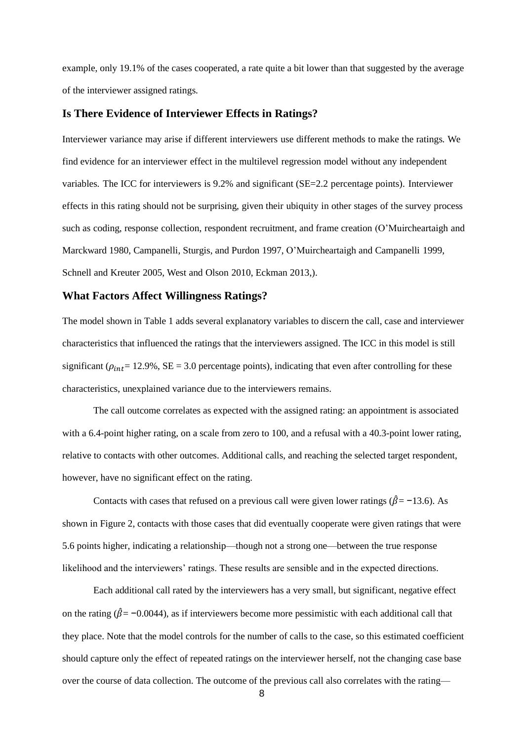example, only 19.1% of the cases cooperated, a rate quite a bit lower than that suggested by the average of the interviewer assigned ratings.

### Is There Evidence of Interviewer Effects in Ratings?

Interviewer variance may arise if different interviewers use different methods to make the ratings. We find evidence for an interviewer effect in the multilevel regression model without any independent variables. The ICC for interviewers is 9.2% and significant (SE=2.2 percentage points). Interviewer effects in this rating should not be surprising, given their ubiquity in other stages of the survey process such as coding, response collection, respondent recruitment, and frame creation (O'Muircheartaigh and Marckward 1980, Campanelli, Sturgis, and Purdon 1997, O'Muircheartaigh and Campanelli 1999, Schnell and Kreuter 2005, West and Olson 2010, Eckman 2013,).

### What Factors Affect Willingness Ratings?

The model shown in Table 1 adds several explanatory variables to discern the call, case and interviewer characteristics that influenced the ratings that the interviewers assigned. The ICC in this model is still significant ($\rho_{int}$= 12.9%, SE = 3.0 percentage points), indicating that even after controlling for these characteristics, unexplained variance due to the interviewers remains.

The call outcome correlates as expected with the assigned rating: an appointment is associated with a 6.4-point higher rating, on a scale from zero to 100, and a refusal with a 40.3-point lower rating, relative to contacts with other outcomes. Additional calls, and reaching the selected target respondent, however, have no significant effect on the rating.

Contacts with cases that refused on a previous call were given lower ratings ($\hat{\beta} = -13.6$). As shown in Figure 2, contacts with those cases that did eventually cooperate were given ratings that were 5.6 points higher, indicating a relationship—though not a strong one—between the true response likelihood and the interviewers' ratings. These results are sensible and in the expected directions.

Each additional call rated by the interviewers has a very small, but significant, negative effect on the rating ($\hat{\beta} = -0.0044$), as if interviewers become more pessimistic with each additional call that they place. Note that the model controls for the number of calls to the case, so this estimated coefficient should capture only the effect of repeated ratings on the interviewer herself, not the changing case base over the course of data collection. The outcome of the previous call also correlates with the rating—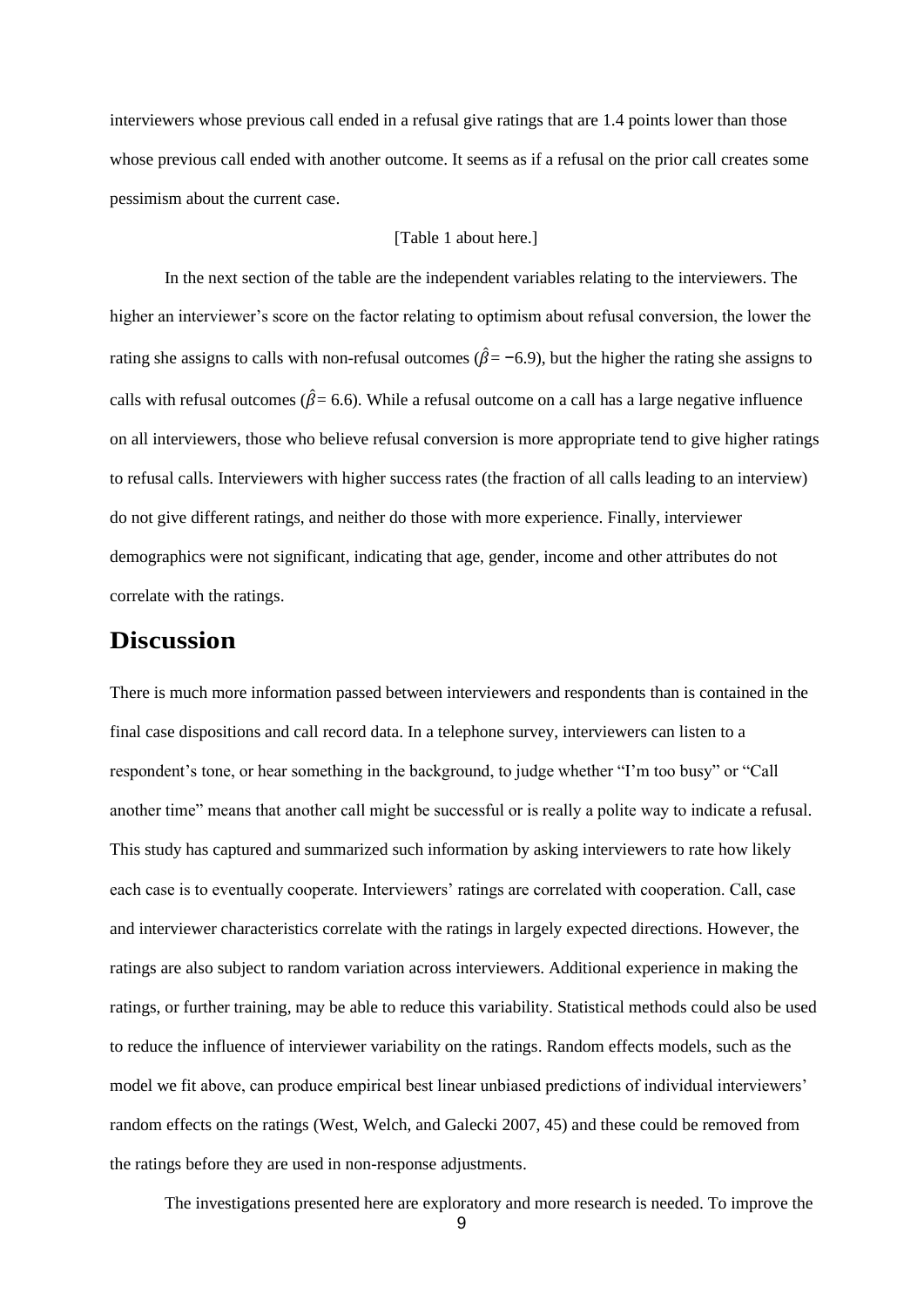interviewers whose previous call ended in a refusal give ratings that are 1.4 points lower than those whose previous call ended with another outcome. It seems as if a refusal on the prior call creates some pessimism about the current case.

[Table 1 about here.]

In the next section of the table are the independent variables relating to the interviewers. The higher an interviewer's score on the factor relating to optimism about refusal conversion, the lower the rating she assigns to calls with non-refusal outcomes ($\hat{\beta} = -6.9$), but the higher the rating she assigns to calls with refusal outcomes ($\hat{\beta} = 6.6$). While a refusal outcome on a call has a large negative influence on all interviewers, those who believe refusal conversion is more appropriate tend to give higher ratings to refusal calls. Interviewers with higher success rates (the fraction of all calls leading to an interview) do not give different ratings, and neither do those with more experience. Finally, interviewer demographics were not significant, indicating that age, gender, income and other attributes do not correlate with the ratings.

# Discussion

There is much more information passed between interviewers and respondents than is contained in the final case dispositions and call record data. In a telephone survey, interviewers can listen to a respondent's tone, or hear something in the background, to judge whether "I'm too busy" or "Call another time" means that another call might be successful or is really a polite way to indicate a refusal. This study has captured and summarized such information by asking interviewers to rate how likely each case is to eventually cooperate. Interviewers' ratings are correlated with cooperation. Call, case and interviewer characteristics correlate with the ratings in largely expected directions. However, the ratings are also subject to random variation across interviewers. Additional experience in making the ratings, or further training, may be able to reduce this variability. Statistical methods could also be used to reduce the influence of interviewer variability on the ratings. Random effects models, such as the model we fit above, can produce empirical best linear unbiased predictions of individual interviewers' random effects on the ratings (West, Welch, and Galecki 2007, 45) and these could be removed from the ratings before they are used in non-response adjustments.

The investigations presented here are exploratory and more research is needed. To improve the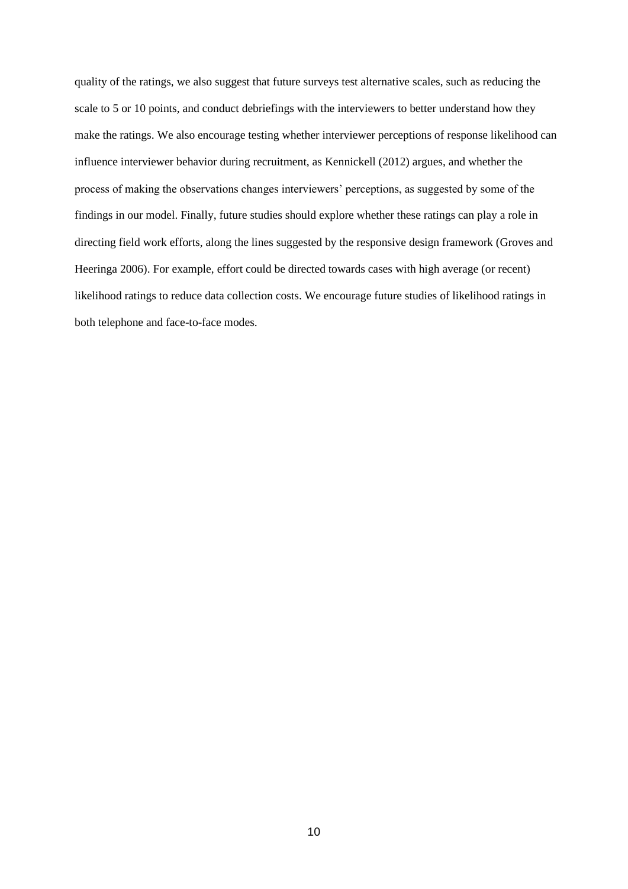quality of the ratings, we also suggest that future surveys test alternative scales, such as reducing the scale to 5 or 10 points, and conduct debriefings with the interviewers to better understand how they make the ratings. We also encourage testing whether interviewer perceptions of response likelihood can influence interviewer behavior during recruitment, as Kennickell (2012) argues, and whether the process of making the observations changes interviewers' perceptions, as suggested by some of the findings in our model. Finally, future studies should explore whether these ratings can play a role in directing field work efforts, along the lines suggested by the responsive design framework (Groves and Heeringa 2006). For example, effort could be directed towards cases with high average (or recent) likelihood ratings to reduce data collection costs. We encourage future studies of likelihood ratings in both telephone and face-to-face modes.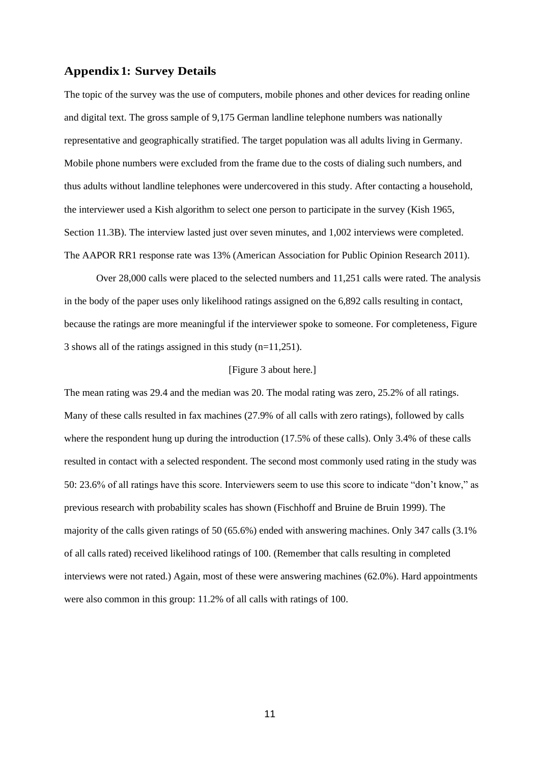## Appendix 1: Survey Details

The topic of the survey was the use of computers, mobile phones and other devices for reading online and digital text. The gross sample of 9,175 German landline telephone numbers was nationally representative and geographically stratified. The target population was all adults living in Germany. Mobile phone numbers were excluded from the frame due to the costs of dialing such numbers, and thus adults without landline telephones were undercovered in this study. After contacting a household, the interviewer used a Kish algorithm to select one person to participate in the survey (Kish 1965, Section 11.3B). The interview lasted just over seven minutes, and 1,002 interviews were completed. The AAPOR RR1 response rate was 13% (American Association for Public Opinion Research 2011).

Over 28,000 calls were placed to the selected numbers and 11,251 calls were rated. The analysis in the body of the paper uses only likelihood ratings assigned on the 6,892 calls resulting in contact, because the ratings are more meaningful if the interviewer spoke to someone. For completeness, Figure 3 shows all of the ratings assigned in this study (n=11,251).

[Figure 3 about here.]

The mean rating was 29.4 and the median was 20. The modal rating was zero, 25.2% of all ratings. Many of these calls resulted in fax machines (27.9% of all calls with zero ratings), followed by calls where the respondent hung up during the introduction (17.5% of these calls). Only 3.4% of these calls resulted in contact with a selected respondent. The second most commonly used rating in the study was 50: 23.6% of all ratings have this score. Interviewers seem to use this score to indicate "don't know," as previous research with probability scales has shown (Fischhoff and Bruine de Bruin 1999). The majority of the calls given ratings of 50 (65.6%) ended with answering machines. Only 347 calls (3.1% of all calls rated) received likelihood ratings of 100. (Remember that calls resulting in completed interviews were not rated.) Again, most of these were answering machines (62.0%). Hard appointments were also common in this group: 11.2% of all calls with ratings of 100.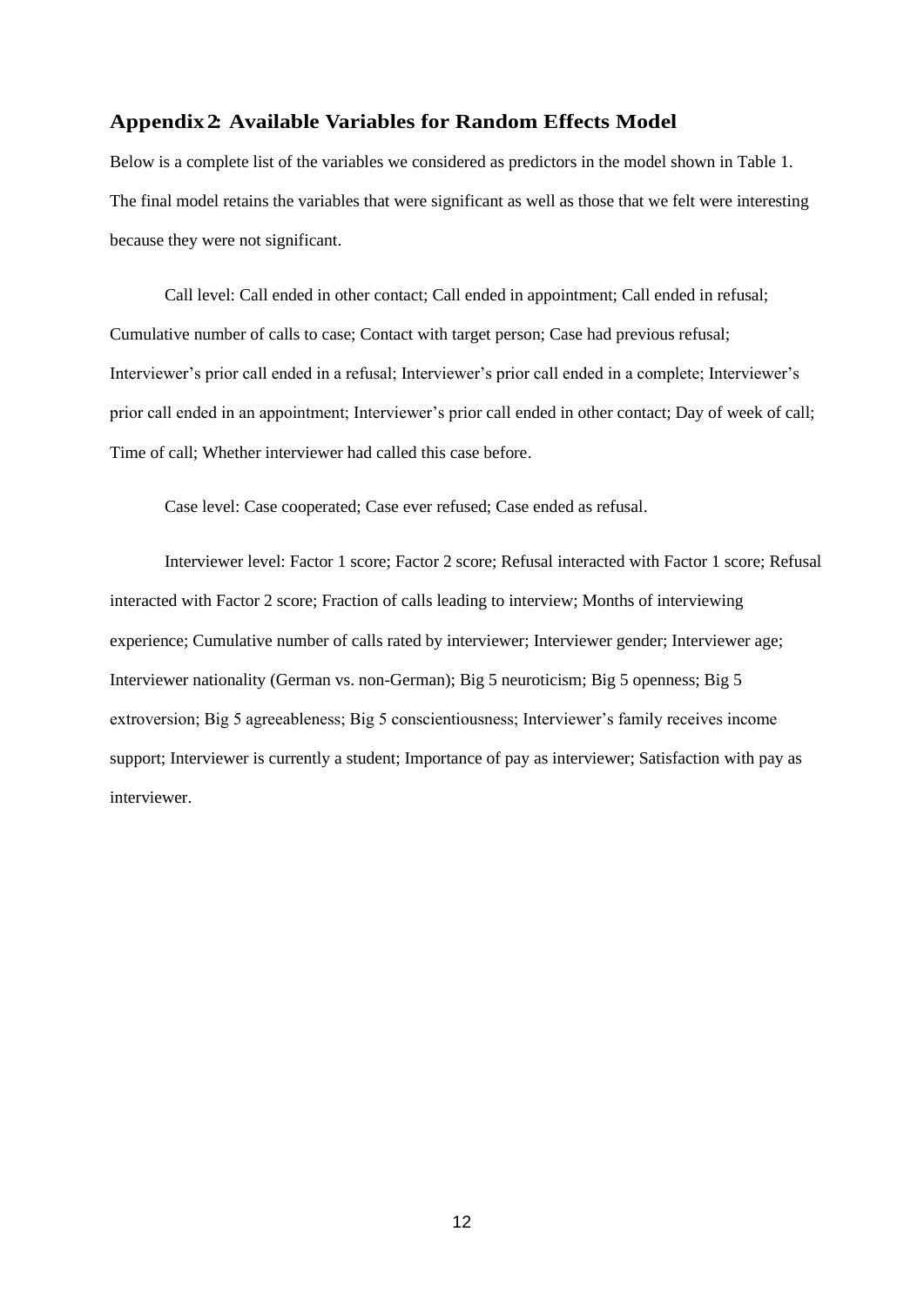## Appendix 2: Available Variables for Random Effects Model

Below is a complete list of the variables we considered as predictors in the model shown in Table 1. The final model retains the variables that were significant as well as those that we felt were interesting because they were not significant.

Call level: Call ended in other contact; Call ended in appointment; Call ended in refusal; Cumulative number of calls to case; Contact with target person; Case had previous refusal; Interviewer's prior call ended in a refusal; Interviewer's prior call ended in a complete; Interviewer's prior call ended in an appointment; Interviewer's prior call ended in other contact; Day of week of call; Time of call; Whether interviewer had called this case before.

Case level: Case cooperated; Case ever refused; Case ended as refusal.

Interviewer level: Factor 1 score; Factor 2 score; Refusal interacted with Factor 1 score; Refusal interacted with Factor 2 score; Fraction of calls leading to interview; Months of interviewing experience; Cumulative number of calls rated by interviewer; Interviewer gender; Interviewer age; Interviewer nationality (German vs. non-German); Big 5 neuroticism; Big 5 openness; Big 5 extroversion; Big 5 agreeableness; Big 5 conscientiousness; Interviewer's family receives income support; Interviewer is currently a student; Importance of pay as interviewer; Satisfaction with pay as interviewer.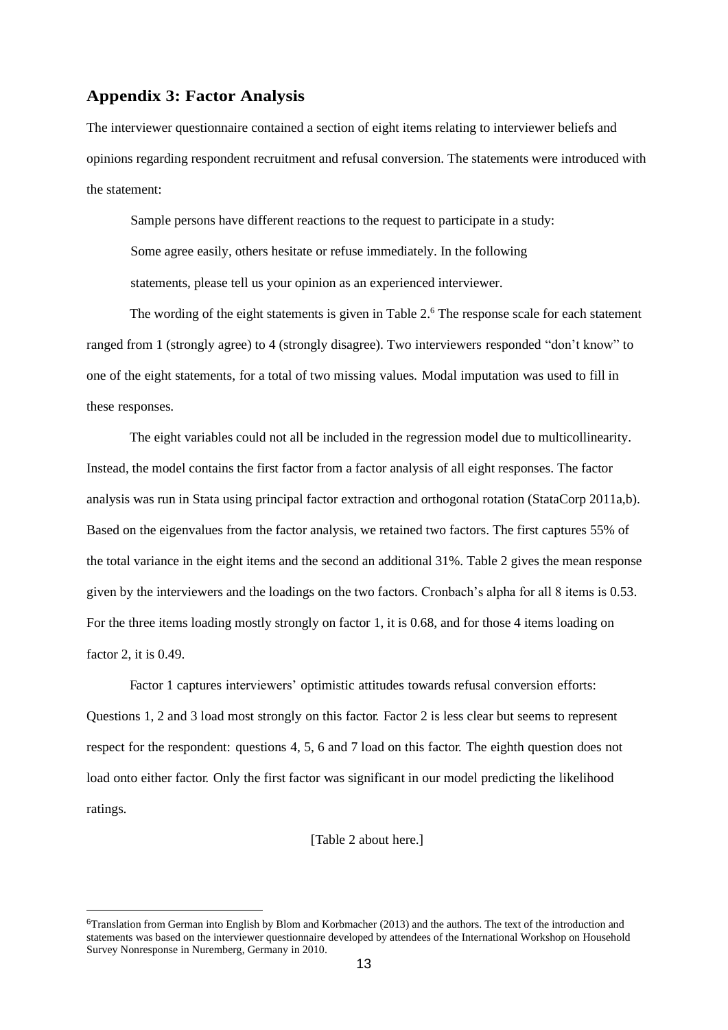## Appendix 3: Factor Analysis

The interviewer questionnaire contained a section of eight items relating to interviewer beliefs and opinions regarding respondent recruitment and refusal conversion. The statements were introduced with the statement:

> Sample persons have different reactions to the request to participate in a study: Some agree easily, others hesitate or refuse immediately. In the following statements, please tell us your opinion as an experienced interviewer.

The wording of the eight statements is given in Table 2.[6] The response scale for each statement ranged from 1 (strongly agree) to 4 (strongly disagree). Two interviewers responded "don't know" to one of the eight statements, for a total of two missing values. Modal imputation was used to fill in these responses.

The eight variables could not all be included in the regression model due to multicollinearity. Instead, the model contains the first factor from a factor analysis of all eight responses. The factor analysis was run in Stata using principal factor extraction and orthogonal rotation (StataCorp 2011a,b). Based on the eigenvalues from the factor analysis, we retained two factors. The first captures 55% of the total variance in the eight items and the second an additional 31%. Table 2 gives the mean response given by the interviewers and the loadings on the two factors. Cronbach's alpha for all 8 items is 0.53. For the three items loading mostly strongly on factor 1, it is 0.68, and for those 4 items loading on factor 2, it is 0.49.

Factor 1 captures interviewers' optimistic attitudes towards refusal conversion efforts: Questions 1, 2 and 3 load most strongly on this factor. Factor 2 is less clear but seems to represent respect for the respondent: questions 4, 5, 6 and 7 load on this factor. The eighth question does not load onto either factor. Only the first factor was significant in our model predicting the likelihood ratings.

[Table 2 about here.]

[6] Translation from German into English by Blom and Korbmacher (2013) and the authors. The text of the introduction and statements was based on the interviewer questionnaire developed by attendees of the International Workshop on Household Survey Nonresponse in Nuremberg, Germany in 2010.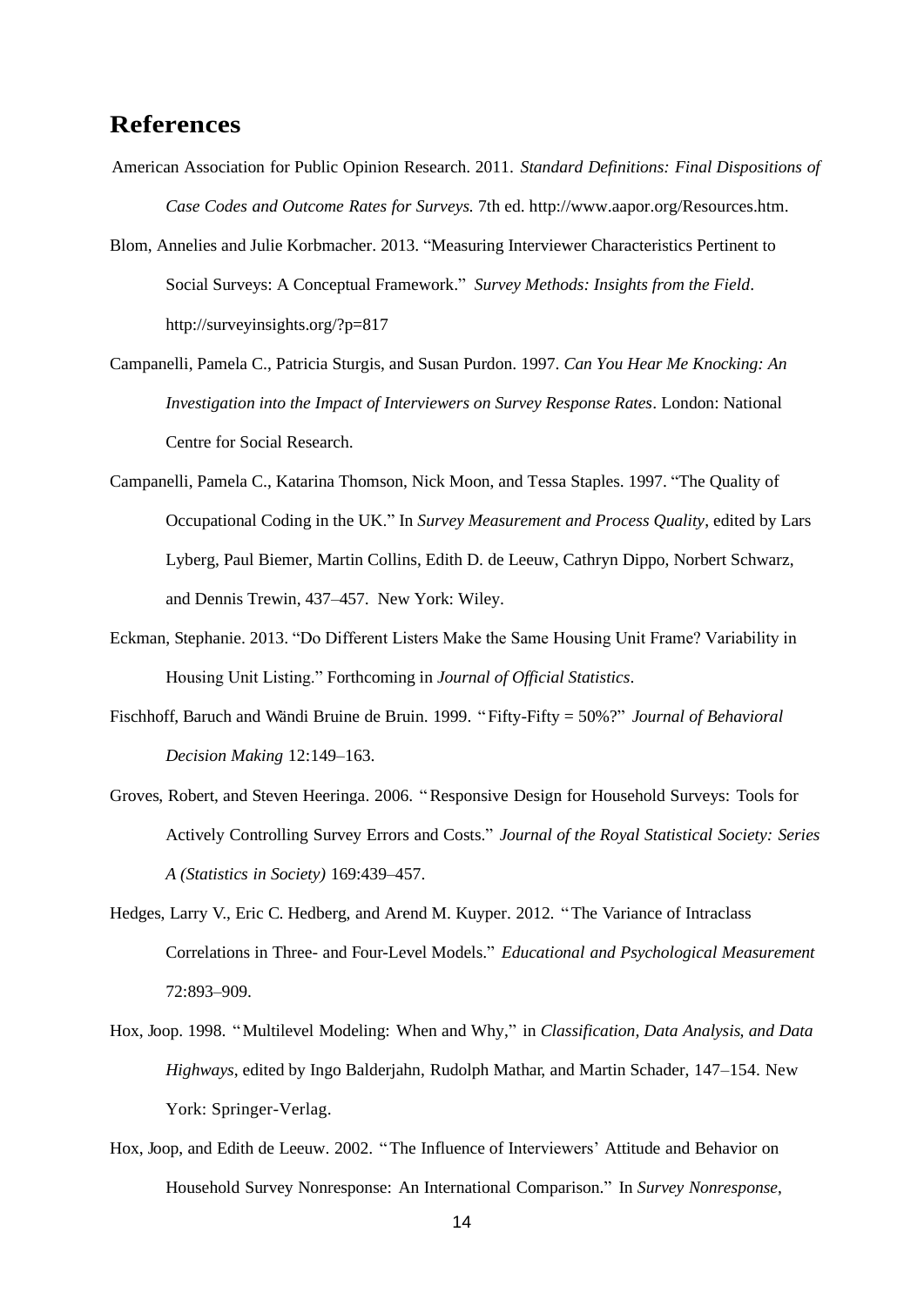## References

American Association for Public Opinion Research. 2011. *Standard Definitions: Final Dispositions of Case Codes and Outcome Rates for Surveys.* 7th ed. http://www.aapor.org/Resources.htm.

Blom, Annelies and Julie Korbmacher. 2013. "Measuring Interviewer Characteristics Pertinent to Social Surveys: A Conceptual Framework." *Survey Methods: Insights from the Field*. http://surveyinsights.org/?p=817

Campanelli, Pamela C., Patricia Sturgis, and Susan Purdon. 1997. *Can You Hear Me Knocking: An Investigation into the Impact of Interviewers on Survey Response Rates*. London: National Centre for Social Research.

Campanelli, Pamela C., Katarina Thomson, Nick Moon, and Tessa Staples. 1997. "The Quality of Occupational Coding in the UK." In *Survey Measurement and Process Quality*, edited by Lars Lyberg, Paul Biemer, Martin Collins, Edith D. de Leeuw, Cathryn Dippo, Norbert Schwarz, and Dennis Trewin, 437–457. New York: Wiley.

Eckman, Stephanie. 2013. "Do Different Listers Make the Same Housing Unit Frame? Variability in Housing Unit Listing." Forthcoming in *Journal of Official Statistics*.

Fischhoff, Baruch and Wändi Bruine de Bruin. 1999. "Fifty-Fifty = 50%?" *Journal of Behavioral Decision Making* 12:149–163.

Groves, Robert, and Steven Heeringa. 2006. "Responsive Design for Household Surveys: Tools for Actively Controlling Survey Errors and Costs." *Journal of the Royal Statistical Society: Series A (Statistics in Society)* 169:439–457.

Hedges, Larry V., Eric C. Hedberg, and Arend M. Kuyper. 2012. "The Variance of Intraclass Correlations in Three- and Four-Level Models." *Educational and Psychological Measurement* 72:893–909.

Hox, Joop. 1998. "Multilevel Modeling: When and Why," in *Classification, Data Analysis, and Data Highways*, edited by Ingo Balderjahn, Rudolph Mathar, and Martin Schader, 147–154. New York: Springer-Verlag.

Hox, Joop, and Edith de Leeuw. 2002. "The Influence of Interviewers' Attitude and Behavior on Household Survey Nonresponse: An International Comparison." In *Survey Nonresponse*,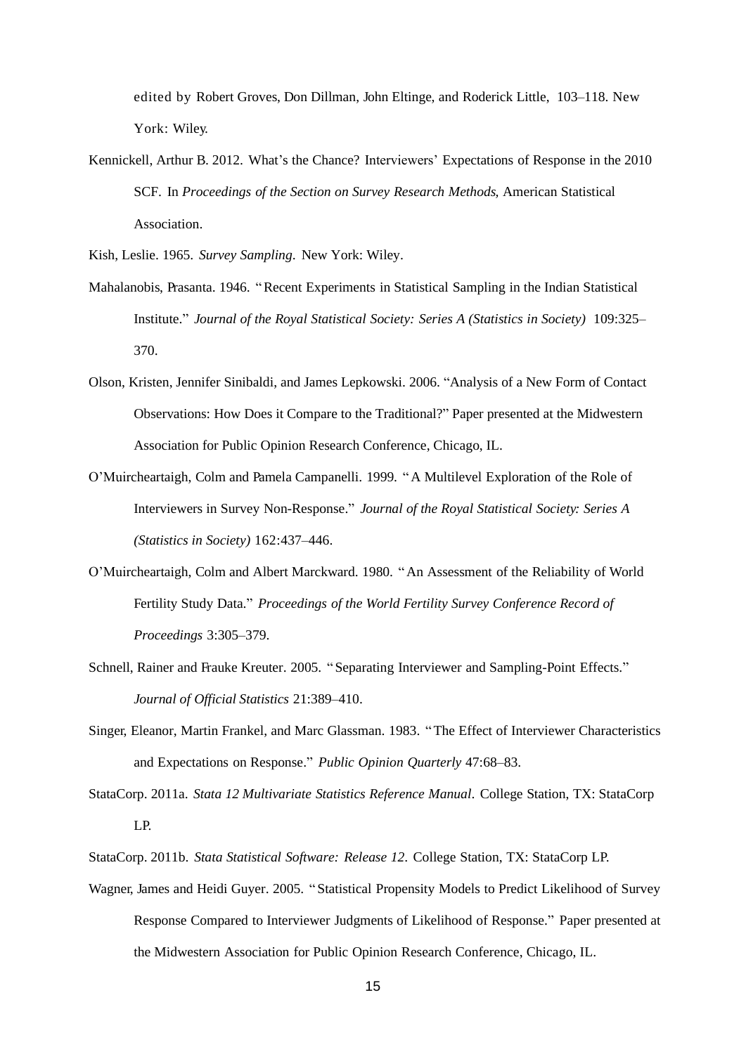edited by Robert Groves, Don Dillman, John Eltinge, and Roderick Little, 103–118. New York: Wiley.

Kennickell, Arthur B. 2012. What's the Chance? Interviewers' Expectations of Response in the 2010 SCF. In *Proceedings of the Section on Survey Research Methods*, American Statistical Association.

Kish, Leslie. 1965. *Survey Sampling*. New York: Wiley.

Mahalanobis, Prasanta. 1946. "Recent Experiments in Statistical Sampling in the Indian Statistical Institute." *Journal of the Royal Statistical Society: Series A (Statistics in Society)* 109:325–370.

Olson, Kristen, Jennifer Sinibaldi, and James Lepkowski. 2006. "Analysis of a New Form of Contact Observations: How Does it Compare to the Traditional?" Paper presented at the Midwestern Association for Public Opinion Research Conference, Chicago, IL.

O'Muircheartaigh, Colm and Pamela Campanelli. 1999. "A Multilevel Exploration of the Role of Interviewers in Survey Non-Response." *Journal of the Royal Statistical Society: Series A (Statistics in Society)* 162:437–446.

O'Muircheartaigh, Colm and Albert Marckward. 1980. "An Assessment of the Reliability of World Fertility Study Data." *Proceedings of the World Fertility Survey Conference Record of Proceedings* 3:305–379.

Schnell, Rainer and Frauke Kreuter. 2005. "Separating Interviewer and Sampling-Point Effects." *Journal of Official Statistics* 21:389–410.

Singer, Eleanor, Martin Frankel, and Marc Glassman. 1983. "The Effect of Interviewer Characteristics and Expectations on Response." *Public Opinion Quarterly* 47:68–83.

StataCorp. 2011a. *Stata 12 Multivariate Statistics Reference Manual*. College Station, TX: StataCorp LP.

StataCorp. 2011b. *Stata Statistical Software: Release 12*. College Station, TX: StataCorp LP.

Wagner, James and Heidi Guyer. 2005. "Statistical Propensity Models to Predict Likelihood of Survey Response Compared to Interviewer Judgments of Likelihood of Response." Paper presented at the Midwestern Association for Public Opinion Research Conference, Chicago, IL.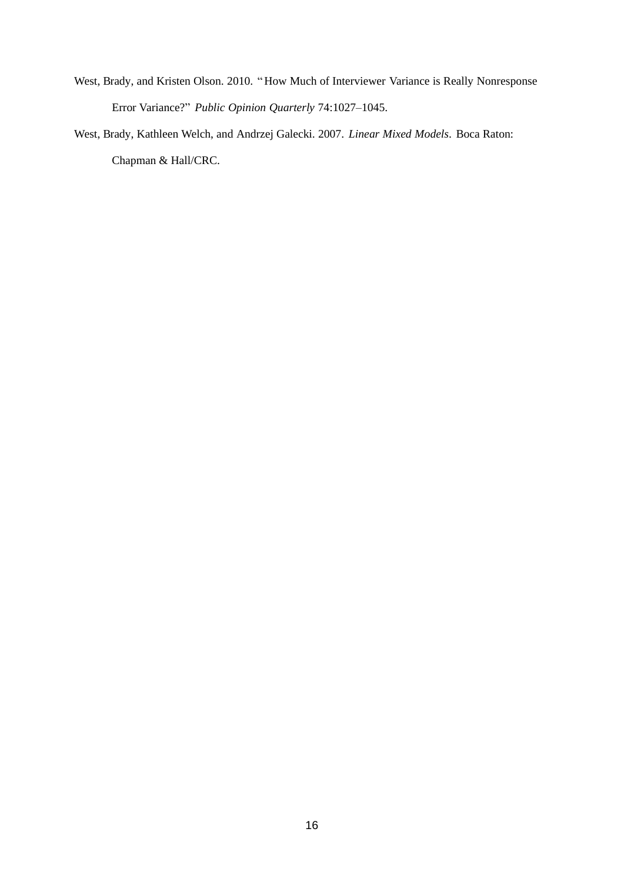West, Brady, and Kristen Olson. 2010. "How Much of Interviewer Variance is Really Nonresponse Error Variance?" *Public Opinion Quarterly* 74:1027–1045.

West, Brady, Kathleen Welch, and Andrzej Galecki. 2007. *Linear Mixed Models*. Boca Raton: Chapman & Hall/CRC.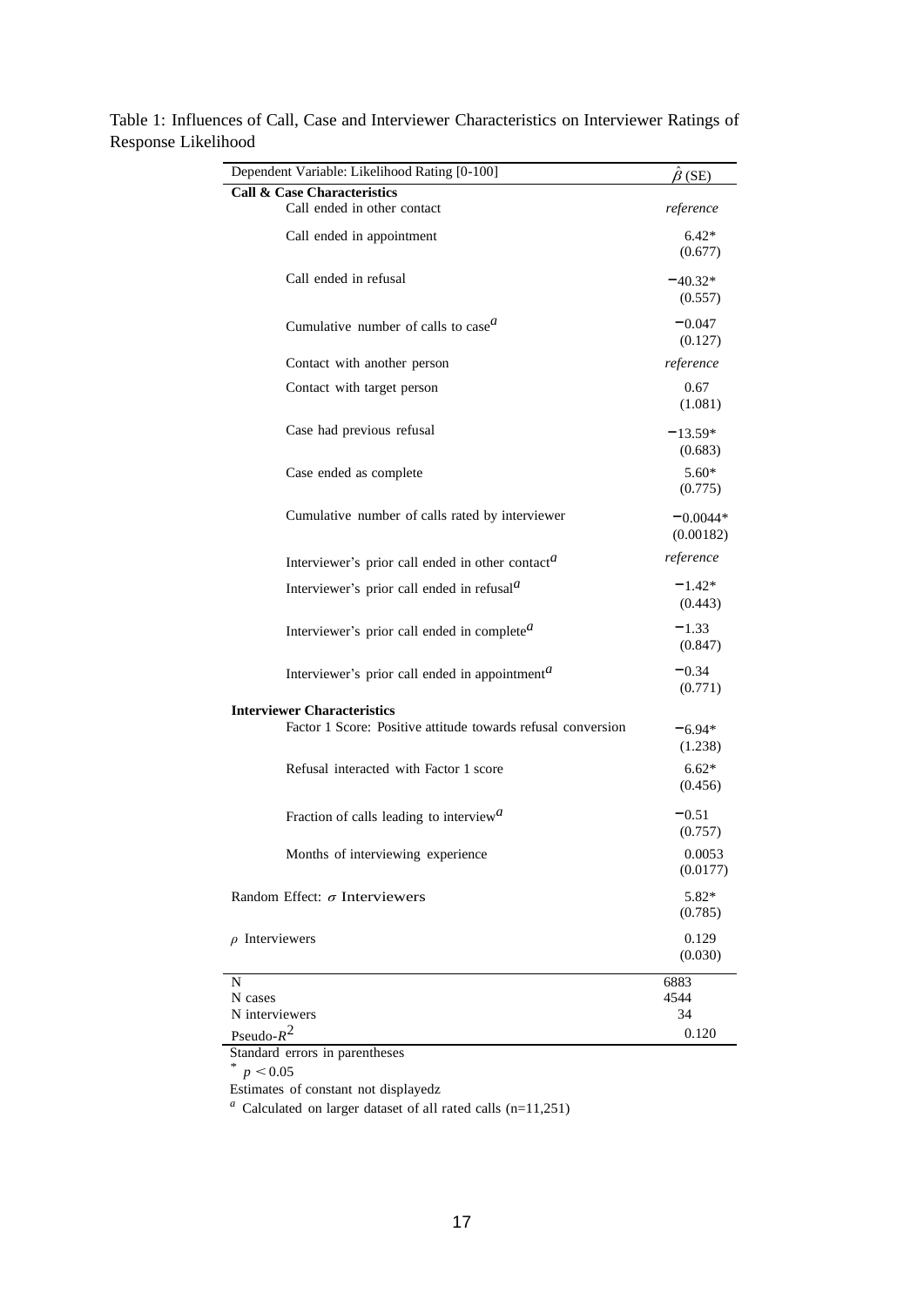Table 1: Influences of Call, Case and Interviewer Characteristics on Interviewer Ratings of Response Likelihood

| Dependent Variable: Likelihood Rating [0-100] | $\hat{\beta}$ (SE) |
|---|---|
| **Call & Case Characteristics** | |
| Call ended in other contact | *reference* |
| Call ended in appointment | 6.42* (0.677) |
| Call ended in refusal | −40.32* (0.557) |
| Cumulative number of calls to case[a] | −0.047 (0.127) |
| Contact with another person | *reference* |
| Contact with target person | 0.67 (1.081) |
| Case had previous refusal | −13.59* (0.683) |
| Case ended as complete | 5.60* (0.775) |
| Cumulative number of calls rated by interviewer | −0.0044* (0.00182) |
| Interviewer's prior call ended in other contact[a] | *reference* |
| Interviewer's prior call ended in refusal[a] | −1.42* (0.443) |
| Interviewer's prior call ended in complete[a] | −1.33 (0.847) |
| Interviewer's prior call ended in appointment[a] | −0.34 (0.771) |
| **Interviewer Characteristics** | |
| Factor 1 Score: Positive attitude towards refusal conversion | −6.94* (1.238) |
| Refusal interacted with Factor 1 score | 6.62* (0.456) |
| Fraction of calls leading to interview[a] | −0.51 (0.757) |
| Months of interviewing experience | 0.0053 (0.0177) |
| Random Effect: $\sigma$ Interviewers | 5.82* (0.785) |
| $\rho$ Interviewers | 0.129 (0.030) |
| N | 6883 |
| N cases | 4544 |
| N interviewers | 34 |
| Pseudo-$R^2$ | 0.120 |

Standard errors in parentheses

\* $p < 0.05$

Estimates of constant not displayedz

[a] Calculated on larger dataset of all rated calls (n=11,251)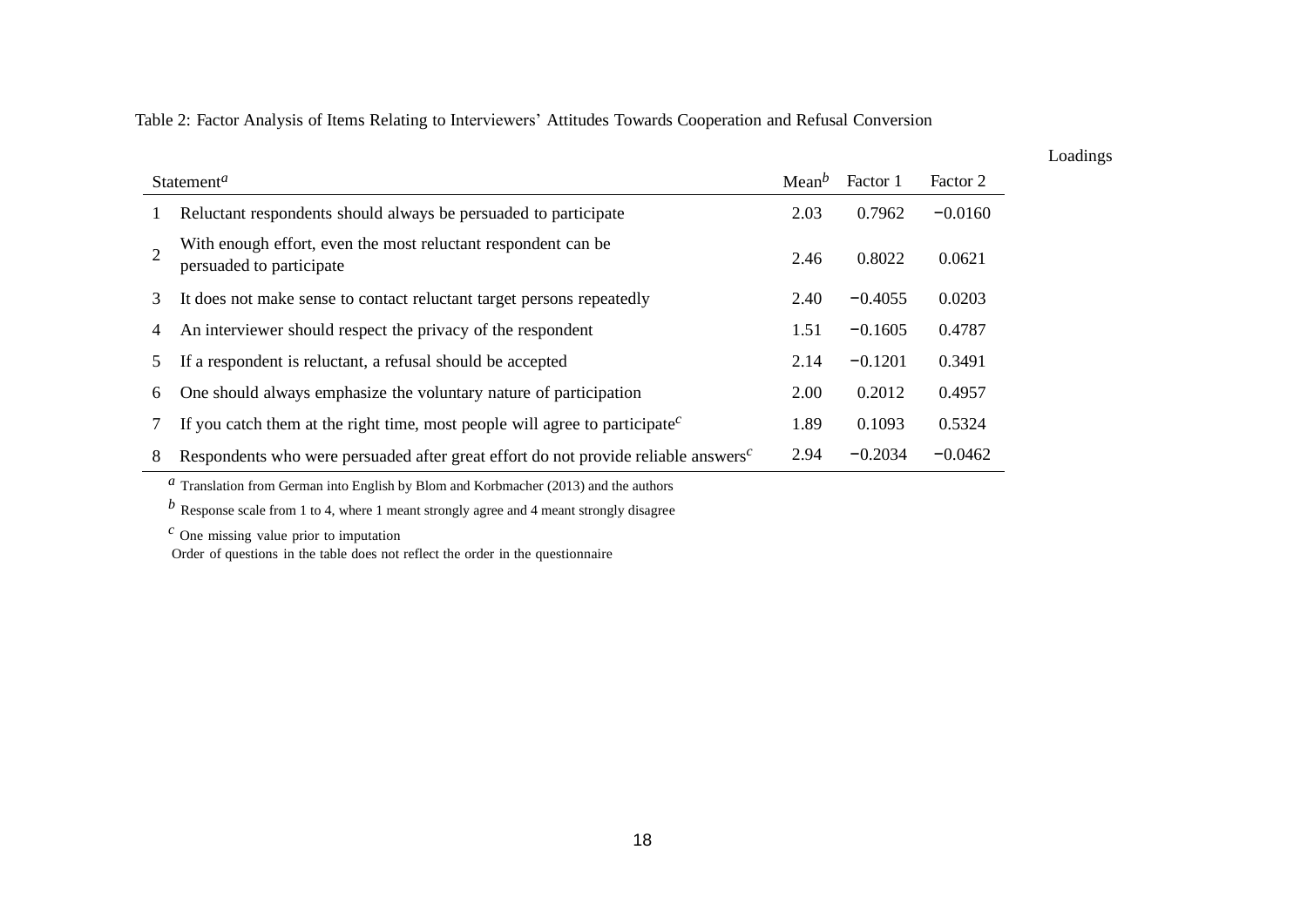Table 2: Factor Analysis of Items Relating to Interviewers' Attitudes Towards Cooperation and Refusal Conversion

| | Statement[a] | Mean[b] | Loadings Factor 1 | Loadings Factor 2 |
|---|---|---|---|---|
| 1 | Reluctant respondents should always be persuaded to participate | 2.03 | 0.7962 | −0.0160 |
| 2 | With enough effort, even the most reluctant respondent can be persuaded to participate | 2.46 | 0.8022 | 0.0621 |
| 3 | It does not make sense to contact reluctant target persons repeatedly | 2.40 | −0.4055 | 0.0203 |
| 4 | An interviewer should respect the privacy of the respondent | 1.51 | −0.1605 | 0.4787 |
| 5 | If a respondent is reluctant, a refusal should be accepted | 2.14 | −0.1201 | 0.3491 |
| 6 | One should always emphasize the voluntary nature of participation | 2.00 | 0.2012 | 0.4957 |
| 7 | If you catch them at the right time, most people will agree to participate[c] | 1.89 | 0.1093 | 0.5324 |
| 8 | Respondents who were persuaded after great effort do not provide reliable answers[c] | 2.94 | −0.2034 | −0.0462 |

[a] Translation from German into English by Blom and Korbmacher (2013) and the authors

[b] Response scale from 1 to 4, where 1 meant strongly agree and 4 meant strongly disagree

[c] One missing value prior to imputation

Order of questions in the table does not reflect the order in the questionnaire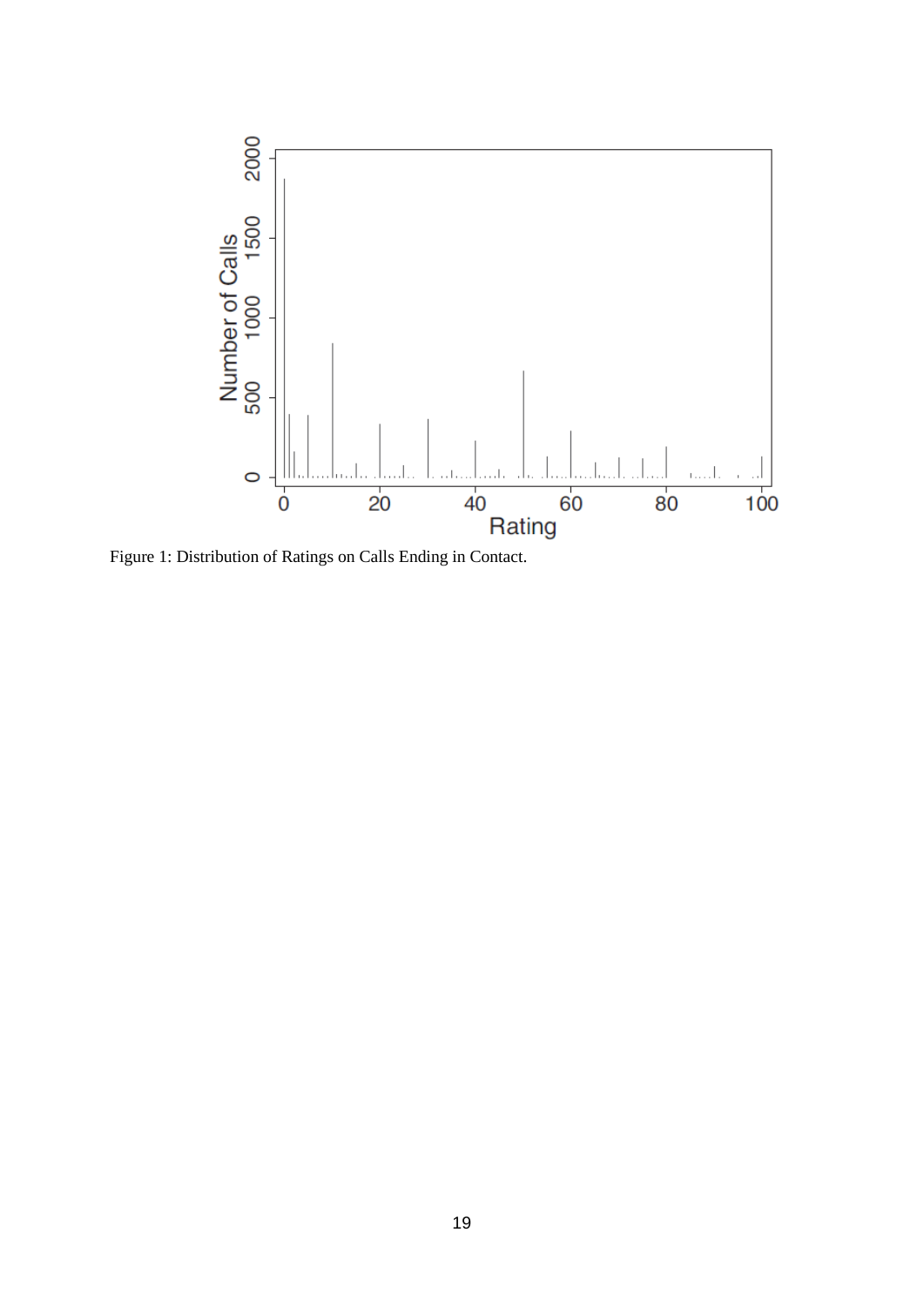Figure 1: Distribution of Ratings on Calls Ending in Contact.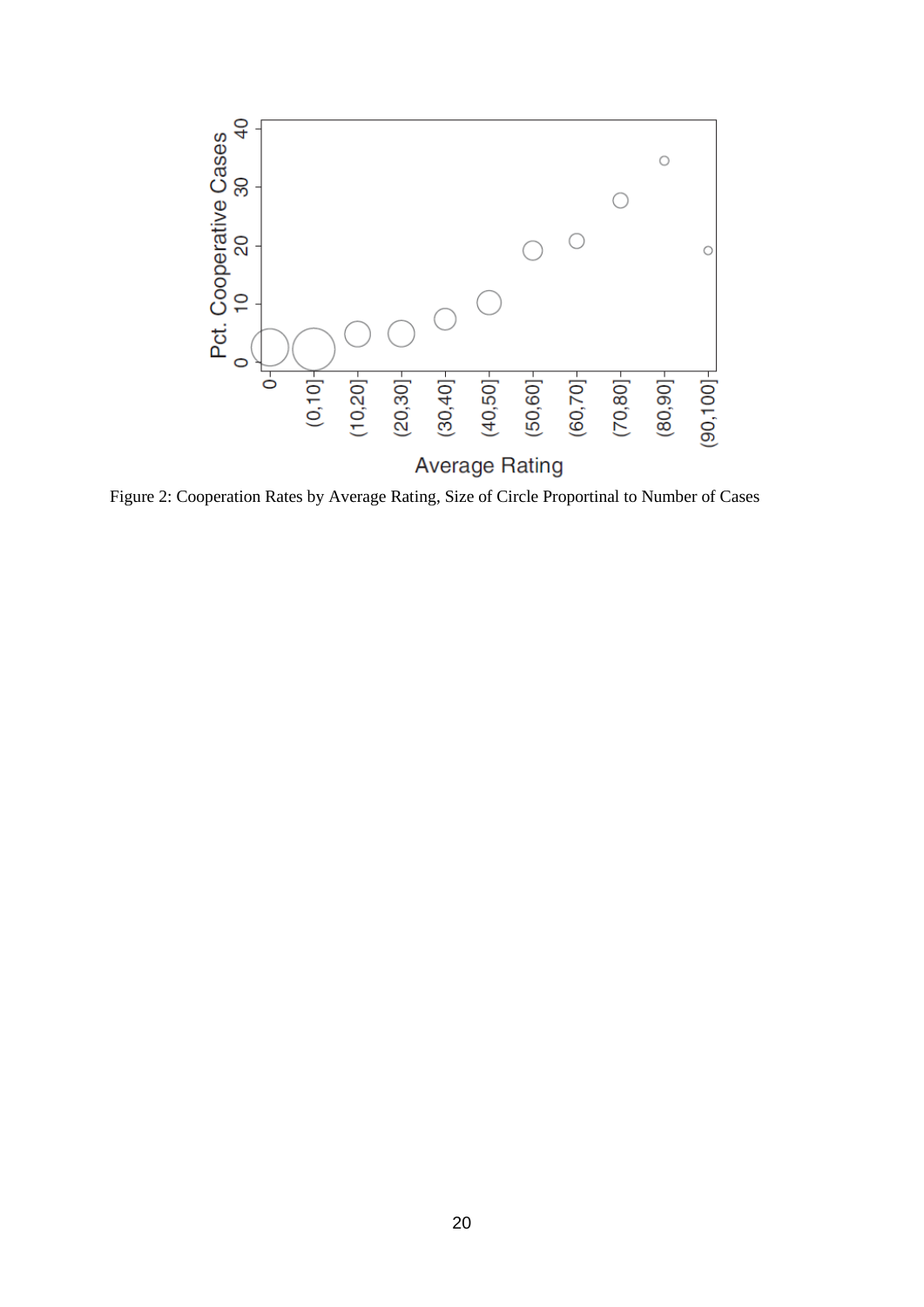Figure 2: Cooperation Rates by Average Rating, Size of Circle Proportinal to Number of Cases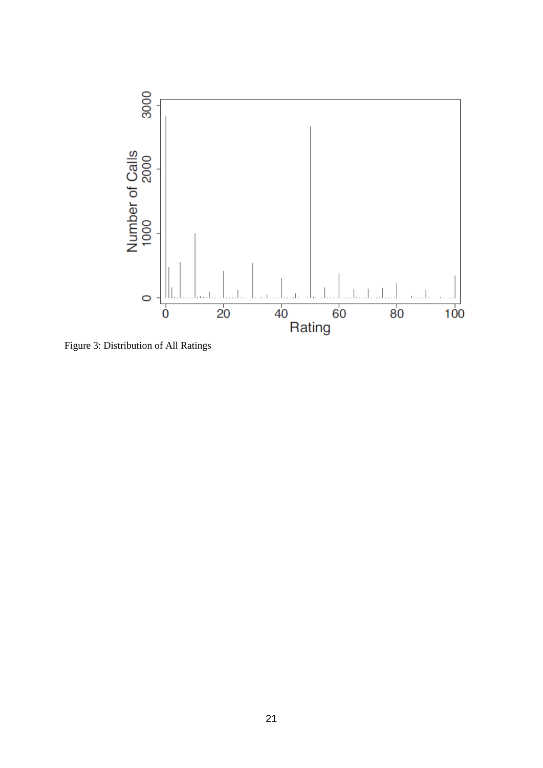Number of Calls

3000

2000

1000

0

0

20

40

60

80

100

Rating

Figure 3: Distribution of All Ratings